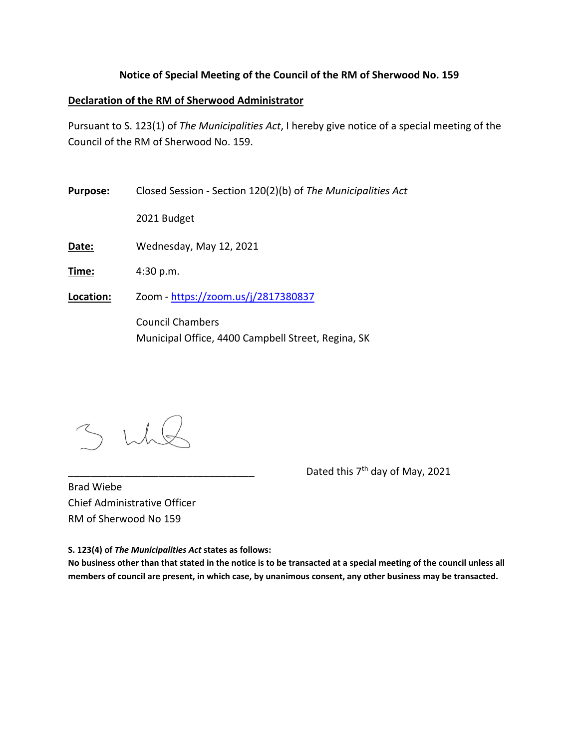## Notice of Special Meeting of the Council of the RM of Sherwood No. 159

**Declaration of the RM of Sherwood Administrator**

Pursuant to S. 123(1) of *The Municipalities Act*, I hereby give notice of a special meeting of the Council of the RM of Sherwood No. 159.

**Purpose:** Closed Session - Section 120(2)(b) of *The Municipalities Act*

2021 Budget

**Date:** Wednesday, May 12, 2021

**Time:** 4:30 p.m.

**Location:** Zoom - https://zoom.us/j/2817380837

Council Chambers
Municipal Office, 4400 Campbell Street, Regina, SK

_________________________________

Dated this 7th day of May, 2021

Brad Wiebe
Chief Administrative Officer
RM of Sherwood No 159

**S. 123(4) of *The Municipalities Act* states as follows:**
**No business other than that stated in the notice is to be transacted at a special meeting of the council unless all members of council are present, in which case, by unanimous consent, any other business may be transacted.**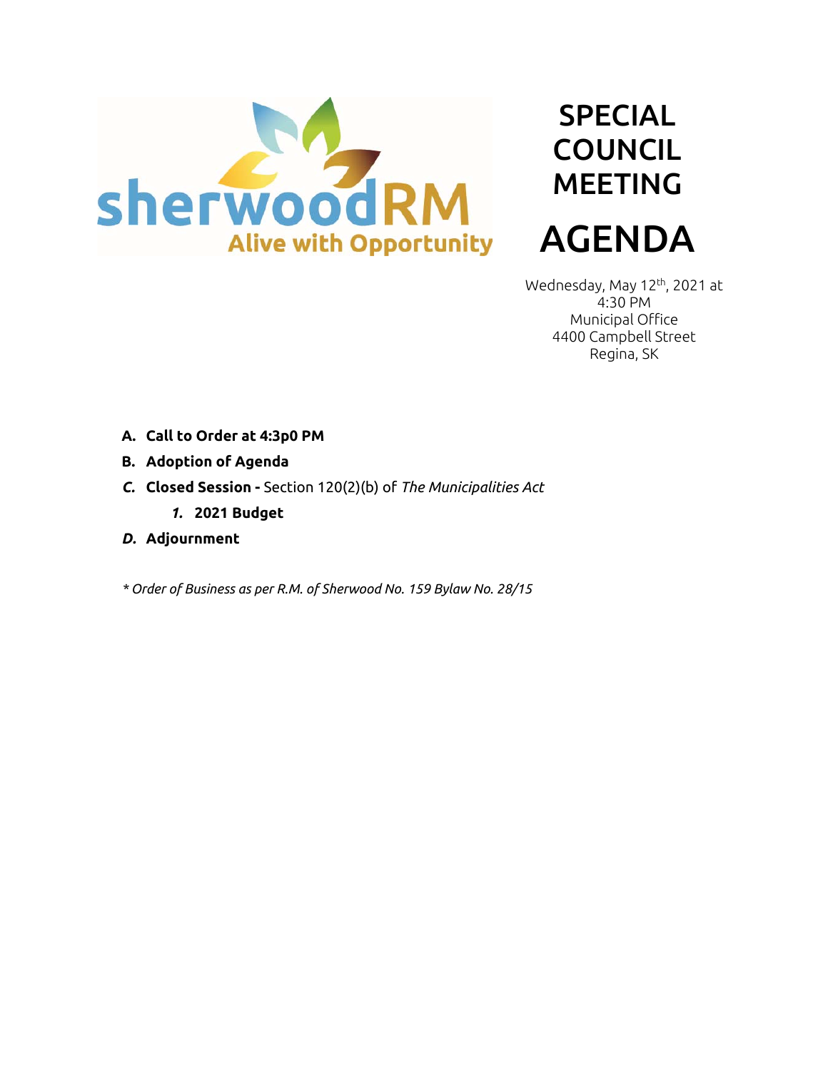# SPECIAL COUNCIL MEETING

# AGENDA

Wednesday, May 12th, 2021 at 4:30 PM
Municipal Office
4400 Campbell Street
Regina, SK

**A. Call to Order at 4:3p0 PM**

**B. Adoption of Agenda**

***C.*** **Closed Session -** Section 120(2)(b) of *The Municipalities Act*

&nbsp;&nbsp;&nbsp;&nbsp;***1.*** **2021 Budget**

***D.*** **Adjournment**

*\* Order of Business as per R.M. of Sherwood No. 159 Bylaw No. 28/15*